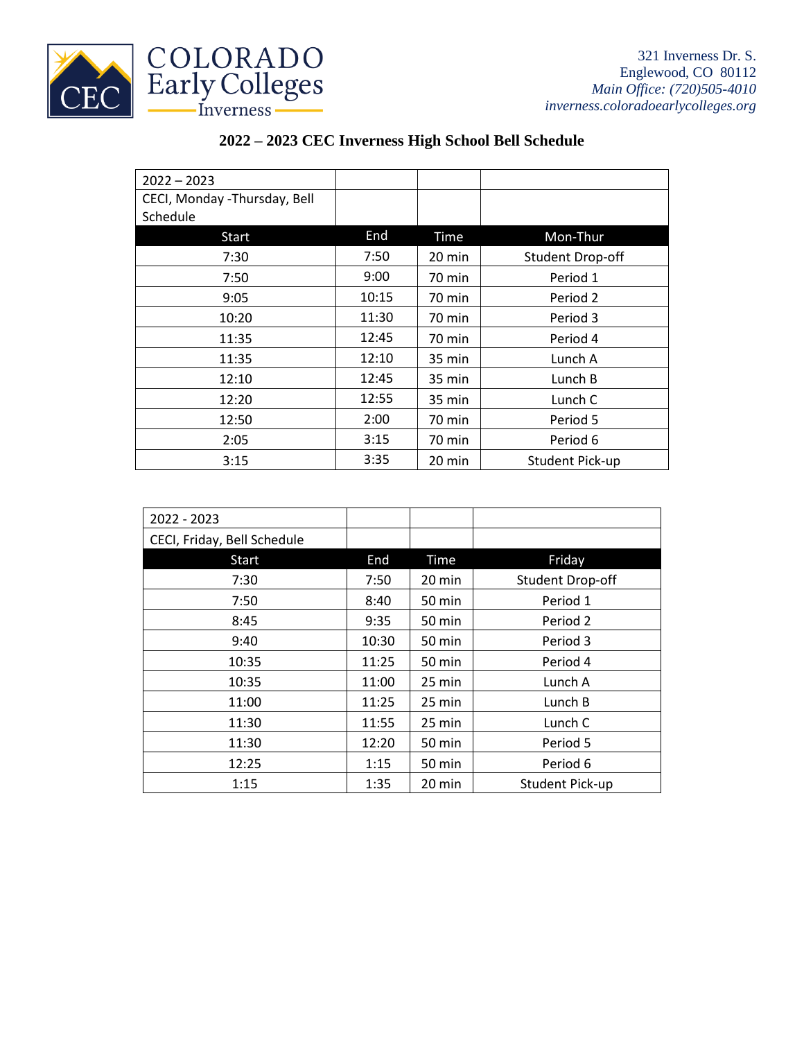COLORADO Early Colleges Inverness

321 Inverness Dr. S.
Englewood, CO 80112
*Main Office: (720)505-4010*
*inverness.coloradoearlycolleges.org*

## 2022 – 2023 CEC Inverness High School Bell Schedule

| 2022 – 2023 | | | |
|---|---|---|---|
| CECI, Monday -Thursday, Bell Schedule | | | |
| **Start** | **End** | **Time** | **Mon-Thur** |
| 7:30 | 7:50 | 20 min | Student Drop-off |
| 7:50 | 9:00 | 70 min | Period 1 |
| 9:05 | 10:15 | 70 min | Period 2 |
| 10:20 | 11:30 | 70 min | Period 3 |
| 11:35 | 12:45 | 70 min | Period 4 |
| 11:35 | 12:10 | 35 min | Lunch A |
| 12:10 | 12:45 | 35 min | Lunch B |
| 12:20 | 12:55 | 35 min | Lunch C |
| 12:50 | 2:00 | 70 min | Period 5 |
| 2:05 | 3:15 | 70 min | Period 6 |
| 3:15 | 3:35 | 20 min | Student Pick-up |

| 2022 - 2023 | | | |
|---|---|---|---|
| CECI, Friday, Bell Schedule | | | |
| **Start** | **End** | **Time** | **Friday** |
| 7:30 | 7:50 | 20 min | Student Drop-off |
| 7:50 | 8:40 | 50 min | Period 1 |
| 8:45 | 9:35 | 50 min | Period 2 |
| 9:40 | 10:30 | 50 min | Period 3 |
| 10:35 | 11:25 | 50 min | Period 4 |
| 10:35 | 11:00 | 25 min | Lunch A |
| 11:00 | 11:25 | 25 min | Lunch B |
| 11:30 | 11:55 | 25 min | Lunch C |
| 11:30 | 12:20 | 50 min | Period 5 |
| 12:25 | 1:15 | 50 min | Period 6 |
| 1:15 | 1:35 | 20 min | Student Pick-up |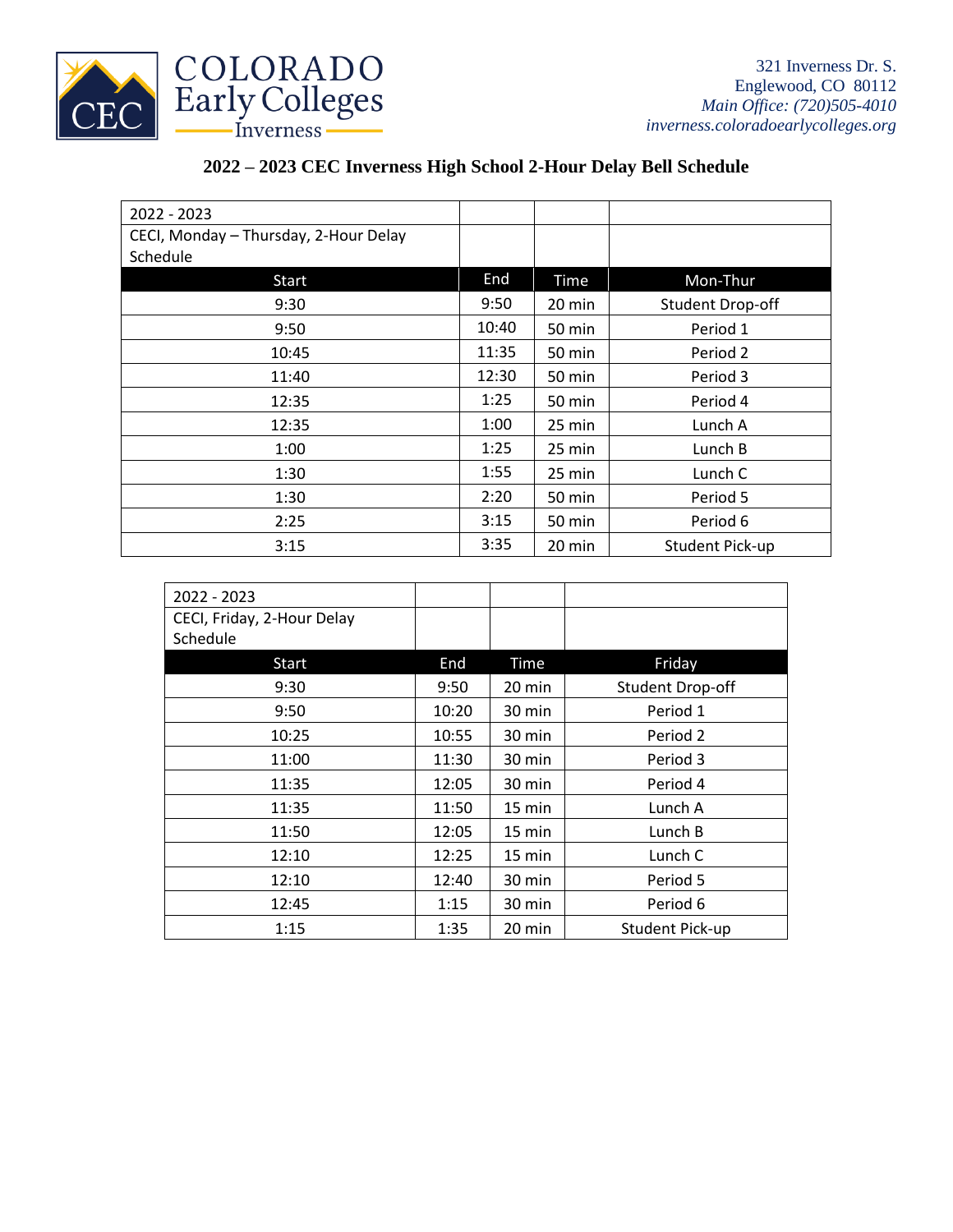COLORADO Early Colleges Inverness

321 Inverness Dr. S.
Englewood, CO 80112
*Main Office: (720)505-4010*
*inverness.coloradoearlycolleges.org*

**2022 – 2023 CEC Inverness High School 2-Hour Delay Bell Schedule**

| 2022 - 2023 | | | |
|---|---|---|---|
| CECI, Monday – Thursday, 2-Hour Delay Schedule | | | |
| **Start** | **End** | **Time** | **Mon-Thur** |
| 9:30 | 9:50 | 20 min | Student Drop-off |
| 9:50 | 10:40 | 50 min | Period 1 |
| 10:45 | 11:35 | 50 min | Period 2 |
| 11:40 | 12:30 | 50 min | Period 3 |
| 12:35 | 1:25 | 50 min | Period 4 |
| 12:35 | 1:00 | 25 min | Lunch A |
| 1:00 | 1:25 | 25 min | Lunch B |
| 1:30 | 1:55 | 25 min | Lunch C |
| 1:30 | 2:20 | 50 min | Period 5 |
| 2:25 | 3:15 | 50 min | Period 6 |
| 3:15 | 3:35 | 20 min | Student Pick-up |

| 2022 - 2023 | | | |
|---|---|---|---|
| CECI, Friday, 2-Hour Delay Schedule | | | |
| **Start** | **End** | **Time** | **Friday** |
| 9:30 | 9:50 | 20 min | Student Drop-off |
| 9:50 | 10:20 | 30 min | Period 1 |
| 10:25 | 10:55 | 30 min | Period 2 |
| 11:00 | 11:30 | 30 min | Period 3 |
| 11:35 | 12:05 | 30 min | Period 4 |
| 11:35 | 11:50 | 15 min | Lunch A |
| 11:50 | 12:05 | 15 min | Lunch B |
| 12:10 | 12:25 | 15 min | Lunch C |
| 12:10 | 12:40 | 30 min | Period 5 |
| 12:45 | 1:15 | 30 min | Period 6 |
| 1:15 | 1:35 | 20 min | Student Pick-up |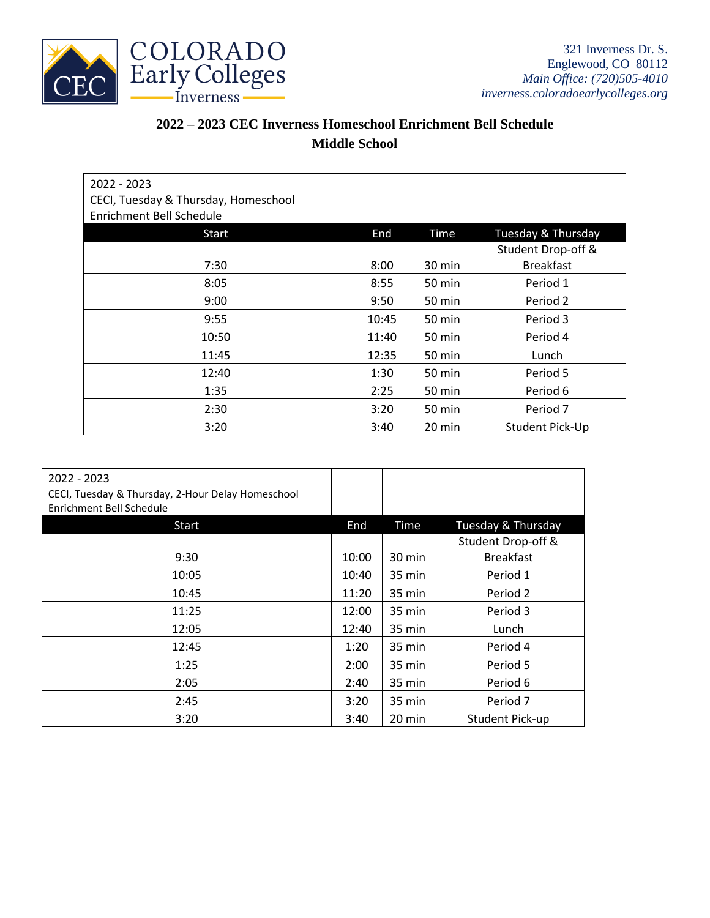COLORADO Early Colleges Inverness

321 Inverness Dr. S.
Englewood, CO 80112
*Main Office: (720)505-4010*
*inverness.coloradoearlycolleges.org*

## 2022 – 2023 CEC Inverness Homeschool Enrichment Bell Schedule
## Middle School

| 2022 - 2023 | | | |
|---|---|---|---|
| CECI, Tuesday & Thursday, Homeschool Enrichment Bell Schedule | | | |
| **Start** | **End** | **Time** | **Tuesday & Thursday** |
| 7:30 | 8:00 | 30 min | Student Drop-off & Breakfast |
| 8:05 | 8:55 | 50 min | Period 1 |
| 9:00 | 9:50 | 50 min | Period 2 |
| 9:55 | 10:45 | 50 min | Period 3 |
| 10:50 | 11:40 | 50 min | Period 4 |
| 11:45 | 12:35 | 50 min | Lunch |
| 12:40 | 1:30 | 50 min | Period 5 |
| 1:35 | 2:25 | 50 min | Period 6 |
| 2:30 | 3:20 | 50 min | Period 7 |
| 3:20 | 3:40 | 20 min | Student Pick-Up |

| 2022 - 2023 | | | |
|---|---|---|---|
| CECI, Tuesday & Thursday, 2-Hour Delay Homeschool Enrichment Bell Schedule | | | |
| **Start** | **End** | **Time** | **Tuesday & Thursday** |
| 9:30 | 10:00 | 30 min | Student Drop-off & Breakfast |
| 10:05 | 10:40 | 35 min | Period 1 |
| 10:45 | 11:20 | 35 min | Period 2 |
| 11:25 | 12:00 | 35 min | Period 3 |
| 12:05 | 12:40 | 35 min | Lunch |
| 12:45 | 1:20 | 35 min | Period 4 |
| 1:25 | 2:00 | 35 min | Period 5 |
| 2:05 | 2:40 | 35 min | Period 6 |
| 2:45 | 3:20 | 35 min | Period 7 |
| 3:20 | 3:40 | 20 min | Student Pick-up |